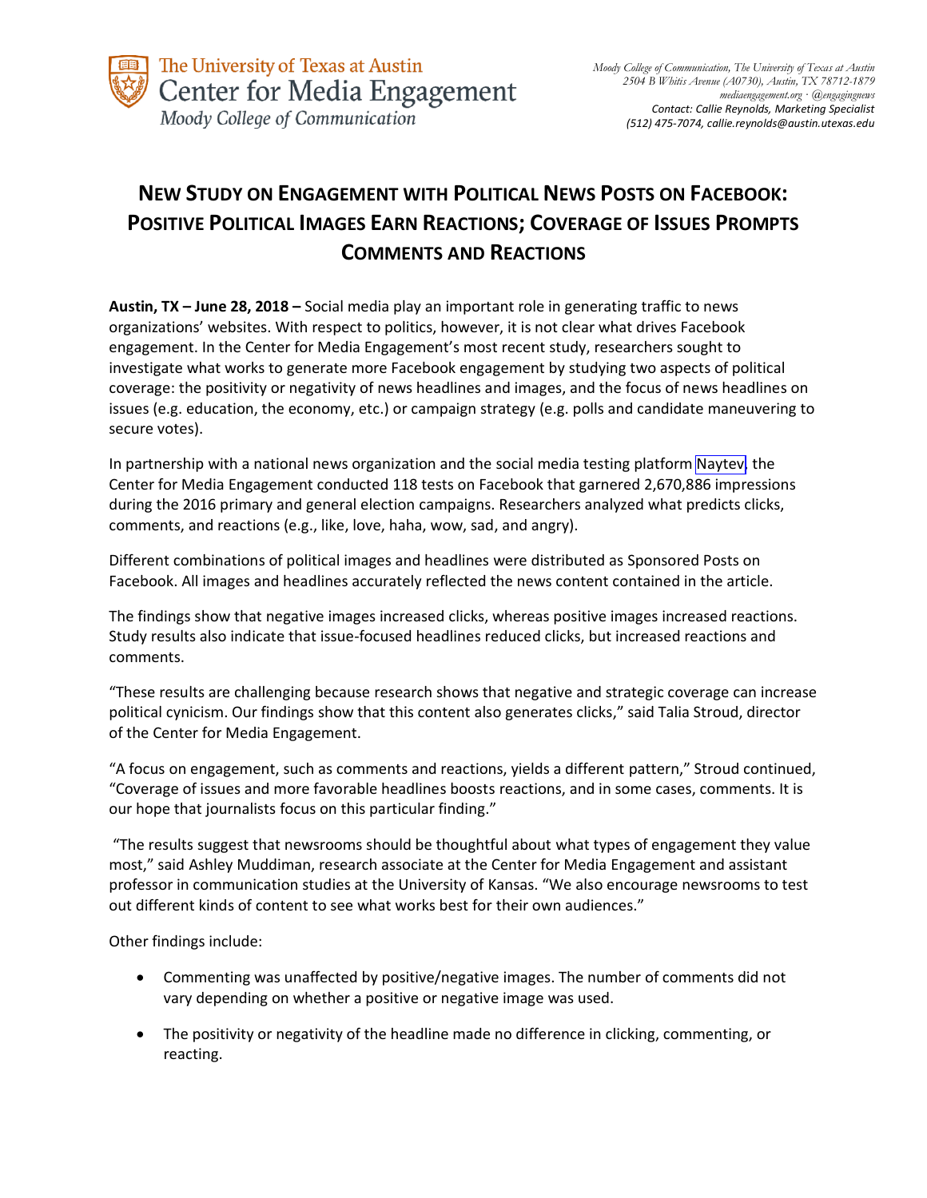The University of Texas at Austin
Center for Media Engagement
*Moody College of Communication*

*Moody College of Communication, The University of Texas at Austin*
*2504 B Whitis Avenue (A0730), Austin, TX 78712-1879*
*mediaengagement.org · @engagingnews*
*Contact: Callie Reynolds, Marketing Specialist*
*(512) 475-7074, callie.reynolds@austin.utexas.edu*

# NEW STUDY ON ENGAGEMENT WITH POLITICAL NEWS POSTS ON FACEBOOK: POSITIVE POLITICAL IMAGES EARN REACTIONS; COVERAGE OF ISSUES PROMPTS COMMENTS AND REACTIONS

**Austin, TX – June 28, 2018 –** Social media play an important role in generating traffic to news organizations' websites. With respect to politics, however, it is not clear what drives Facebook engagement. In the Center for Media Engagement's most recent study, researchers sought to investigate what works to generate more Facebook engagement by studying two aspects of political coverage: the positivity or negativity of news headlines and images, and the focus of news headlines on issues (e.g. education, the economy, etc.) or campaign strategy (e.g. polls and candidate maneuvering to secure votes).

In partnership with a national news organization and the social media testing platform Naytev, the Center for Media Engagement conducted 118 tests on Facebook that garnered 2,670,886 impressions during the 2016 primary and general election campaigns. Researchers analyzed what predicts clicks, comments, and reactions (e.g., like, love, haha, wow, sad, and angry).

Different combinations of political images and headlines were distributed as Sponsored Posts on Facebook. All images and headlines accurately reflected the news content contained in the article.

The findings show that negative images increased clicks, whereas positive images increased reactions. Study results also indicate that issue-focused headlines reduced clicks, but increased reactions and comments.

"These results are challenging because research shows that negative and strategic coverage can increase political cynicism. Our findings show that this content also generates clicks," said Talia Stroud, director of the Center for Media Engagement.

"A focus on engagement, such as comments and reactions, yields a different pattern," Stroud continued, "Coverage of issues and more favorable headlines boosts reactions, and in some cases, comments. It is our hope that journalists focus on this particular finding."

"The results suggest that newsrooms should be thoughtful about what types of engagement they value most," said Ashley Muddiman, research associate at the Center for Media Engagement and assistant professor in communication studies at the University of Kansas. "We also encourage newsrooms to test out different kinds of content to see what works best for their own audiences."

Other findings include:

- Commenting was unaffected by positive/negative images. The number of comments did not vary depending on whether a positive or negative image was used.
- The positivity or negativity of the headline made no difference in clicking, commenting, or reacting.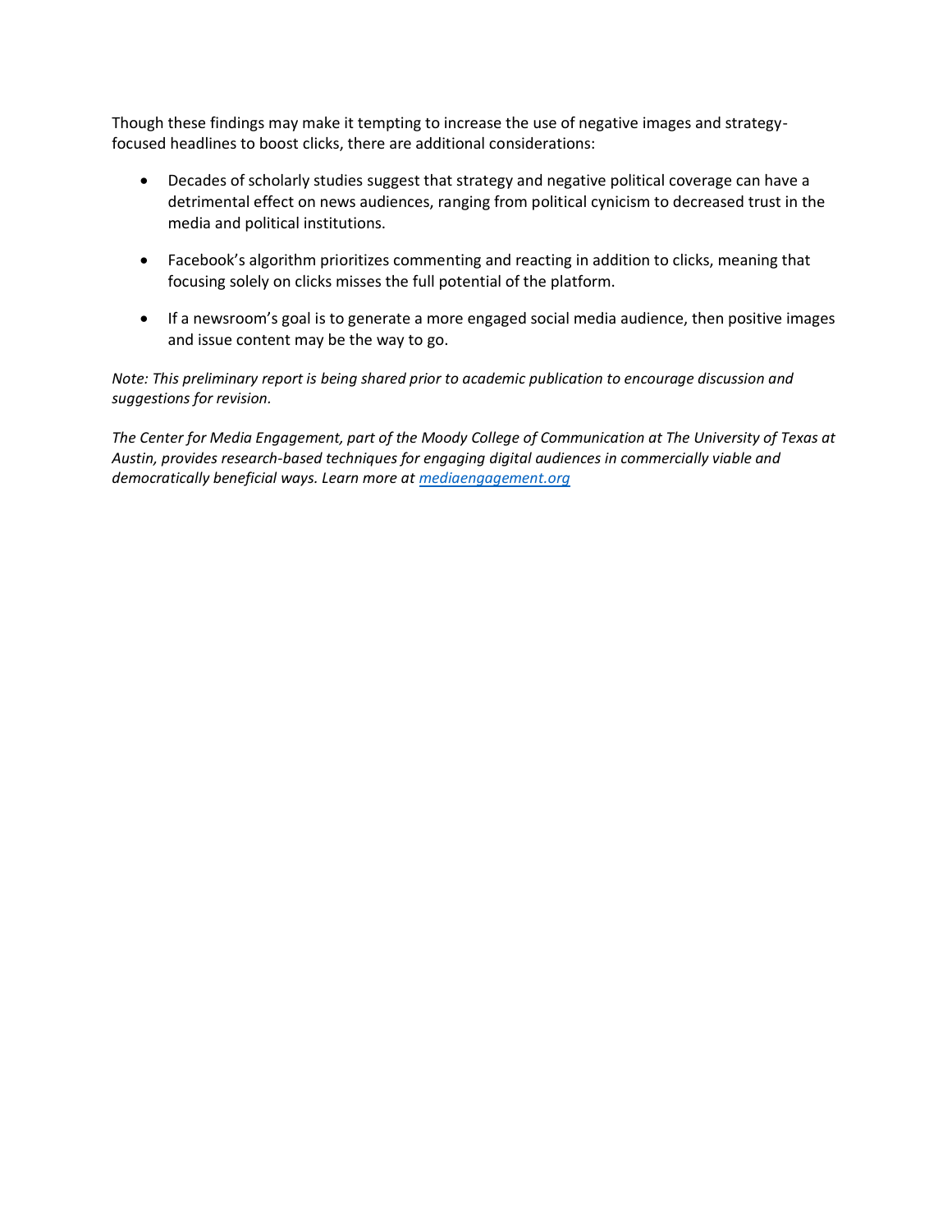Though these findings may make it tempting to increase the use of negative images and strategy-focused headlines to boost clicks, there are additional considerations:

- Decades of scholarly studies suggest that strategy and negative political coverage can have a detrimental effect on news audiences, ranging from political cynicism to decreased trust in the media and political institutions.
- Facebook's algorithm prioritizes commenting and reacting in addition to clicks, meaning that focusing solely on clicks misses the full potential of the platform.
- If a newsroom's goal is to generate a more engaged social media audience, then positive images and issue content may be the way to go.

*Note: This preliminary report is being shared prior to academic publication to encourage discussion and suggestions for revision.*

*The Center for Media Engagement, part of the Moody College of Communication at The University of Texas at Austin, provides research-based techniques for engaging digital audiences in commercially viable and democratically beneficial ways. Learn more at [mediaengagement.org](https://mediaengagement.org)*